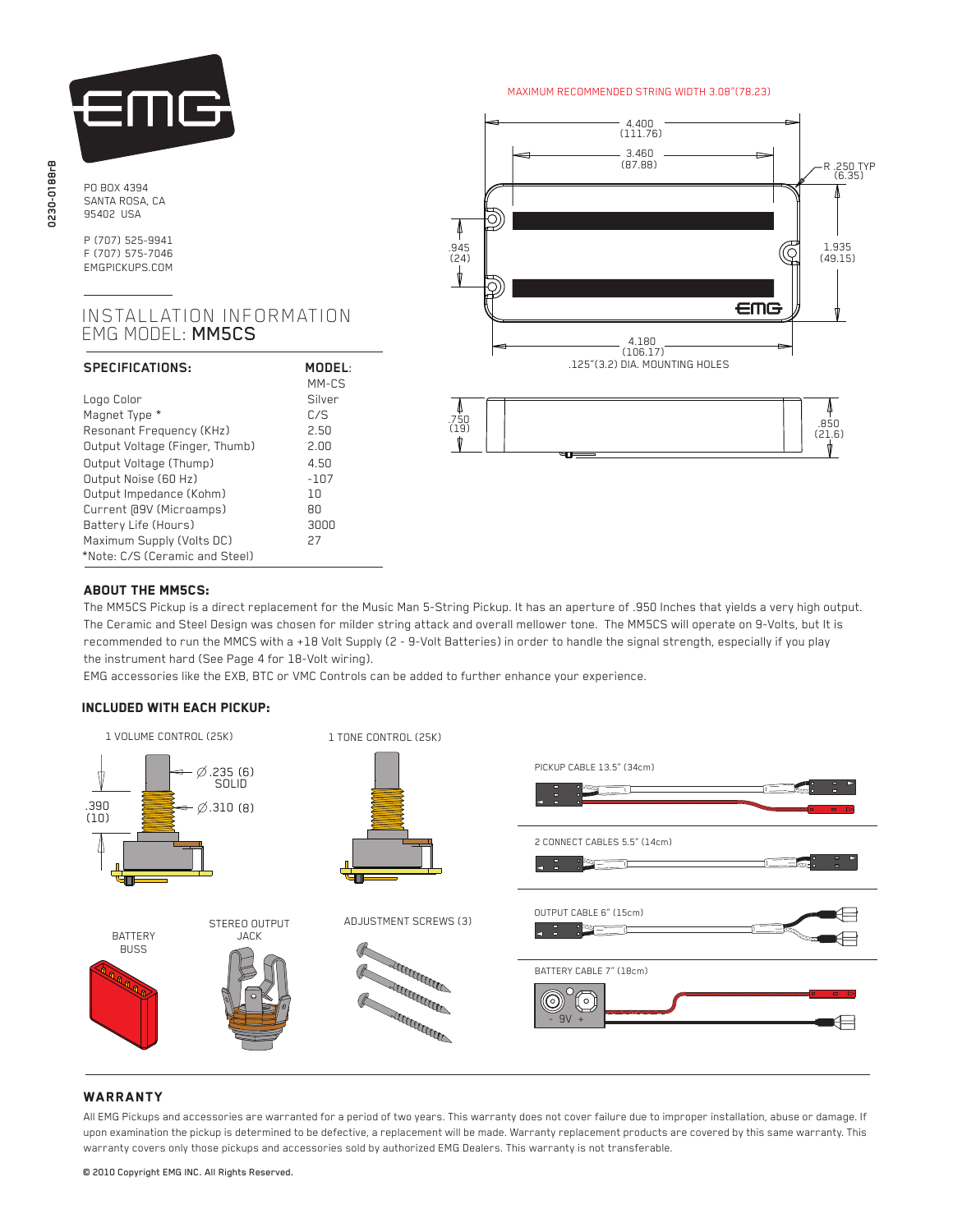0230-0188rB

PO BOX 4394
SANTA ROSA, CA
95402 USA

P (707) 525-9941
F (707) 575-7046
EMGPICKUPS.COM

# INSTALLATION INFORMATION
## EMG MODEL: **MM5CS**

| **SPECIFICATIONS:** | **MODEL:** MM-CS |
| --- | --- |
| Logo Color | Silver |
| Magnet Type * | C/S |
| Resonant Frequency (KHz) | 2.50 |
| Output Voltage (Finger, Thumb) | 2.00 |
| Output Voltage (Thump) | 4.50 |
| Output Noise (60 Hz) | -107 |
| Output Impedance (Kohm) | 10 |
| Current @9V (Microamps) | 80 |
| Battery Life (Hours) | 3000 |
| Maximum Supply (Volts DC) | 27 |

*Note: C/S (Ceramic and Steel)

MAXIMUM RECOMMENDED STRING WIDTH 3.08"(78.23)

4.400 (111.76)
3.460 (87.88)
R .250 TYP (6.35)
.945 (24)
1.935 (49.15)
4.180 (106.17)
.125"(3.2) DIA. MOUNTING HOLES
.750 (19)
.850 (21.6)

### ABOUT THE MM5CS:

The MM5CS Pickup is a direct replacement for the Music Man 5-String Pickup. It has an aperture of .950 Inches that yields a very high output. The Ceramic and Steel Design was chosen for milder string attack and overall mellower tone. The MM5CS will operate on 9-Volts, but It is recommended to run the MMCS with a +18 Volt Supply (2 - 9-Volt Batteries) in order to handle the signal strength, especially if you play the instrument hard (See Page 4 for 18-Volt wiring).

EMG accessories like the EXB, BTC or VMC Controls can be added to further enhance your experience.

### INCLUDED WITH EACH PICKUP:

1 VOLUME CONTROL (25K)
Ø .235 (6) SOLID
Ø .310 (8)
.390 (10)

1 TONE CONTROL (25K)

PICKUP CABLE 13.5" (34cm)

2 CONNECT CABLES 5.5" (14cm)

OUTPUT CABLE 6" (15cm)

BATTERY BUSS

STEREO OUTPUT JACK

ADJUSTMENT SCREWS (3)

BATTERY CABLE 7" (18cm)

- 9V +

### WARRANTY

All EMG Pickups and accessories are warranted for a period of two years. This warranty does not cover failure due to improper installation, abuse or damage. If upon examination the pickup is determined to be defective, a replacement will be made. Warranty replacement products are covered by this same warranty. This warranty covers only those pickups and accessories sold by authorized EMG Dealers. This warranty is not transferable.

© 2010 Copyright EMG INC. All Rights Reserved.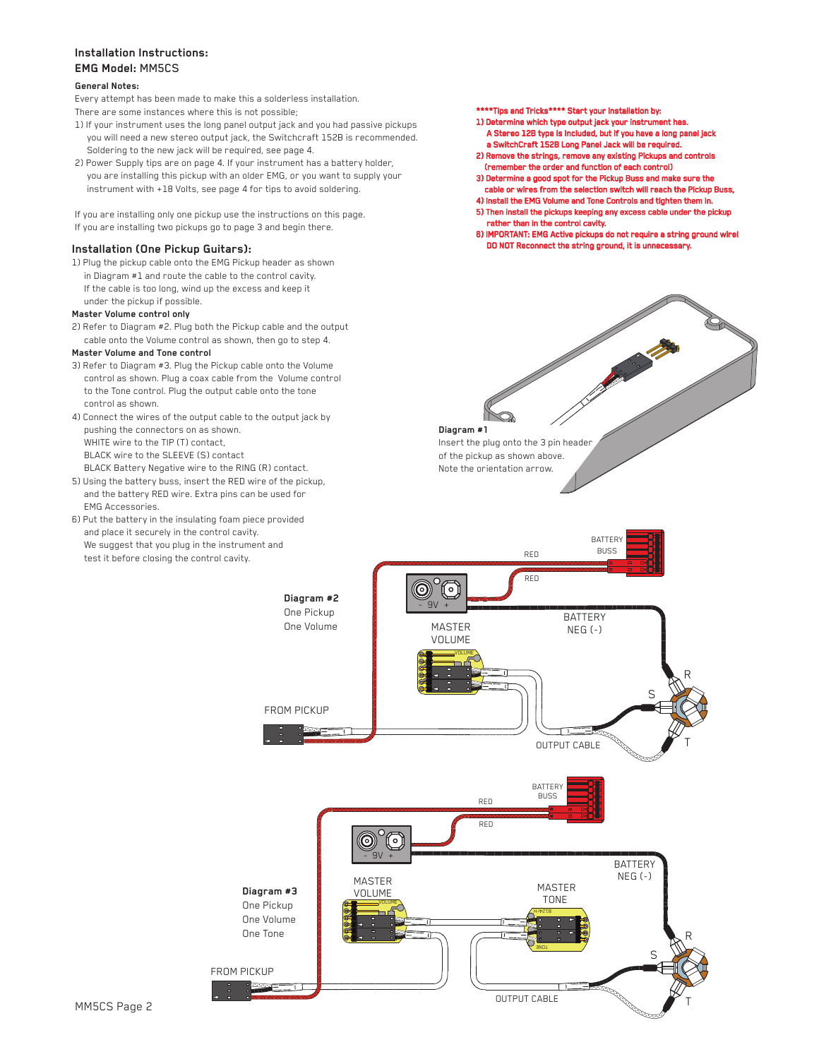## Installation Instructions:
## EMG Model: MM5CS

**General Notes:**

Every attempt has been made to make this a solderless installation.
There are some instances where this is not possible;

1) If your instrument uses the long panel output jack and you had passive pickups you will need a new stereo output jack, the Switchcraft 152B is recommended. Soldering to the new jack will be required, see page 4.
2) Power Supply tips are on page 4. If your instrument has a battery holder, you are installing this pickup with an older EMG, or you want to supply your instrument with +18 Volts, see page 4 for tips to avoid soldering.

If you are installing only one pickup use the instructions on this page.
If you are installing two pickups go to page 3 and begin there.

**\*\*\*\*Tips and Tricks\*\*\*\* Start your installation by:**

1) **Determine which type output jack your instrument has. A Stereo 12B type is included, but if you have a long panel jack a SwitchCraft 152B Long Panel Jack will be required.**
2) **Remove the strings, remove any existing Pickups and controls (remember the order and function of each control)**
3) **Determine a good spot for the Pickup Buss and make sure the cable or wires from the selection switch will reach the Pickup Buss,**
4) **Install the EMG Volume and Tone Controls and tighten them in.**
5) **Then install the pickups keeping any excess cable under the pickup rather than in the control cavity.**
6) **IMPORTANT: EMG Active pickups do not require a string ground wire! DO NOT Reconnect the string ground, it is unnecessary.**

### Installation (One Pickup Guitars):

1) Plug the pickup cable onto the EMG Pickup header as shown in Diagram #1 and route the cable to the control cavity. If the cable is too long, wind up the excess and keep it under the pickup if possible.

**Master Volume control only**

2) Refer to Diagram #2. Plug both the Pickup cable and the output cable onto the Volume control as shown, then go to step 4.

**Master Volume and Tone control**

3) Refer to Diagram #3. Plug the Pickup cable onto the Volume control as shown. Plug a coax cable from the Volume control to the Tone control. Plug the output cable onto the tone control as shown.
4) Connect the wires of the output cable to the output jack by pushing the connectors on as shown.
   WHITE wire to the TIP (T) contact,
   BLACK wire to the SLEEVE (S) contact
   BLACK Battery Negative wire to the RING (R) contact.
5) Using the battery buss, insert the RED wire of the pickup, and the battery RED wire. Extra pins can be used for EMG Accessories.
6) Put the battery in the insulating foam piece provided and place it securely in the control cavity. We suggest that you plug in the instrument and test it before closing the control cavity.

**Diagram #1**
Insert the plug onto the 3 pin header of the pickup as shown above. Note the orientation arrow.

**Diagram #2**
One Pickup
One Volume

BATTERY BUSS · RED · RED · 9V · BATTERY NEG (-) · MASTER VOLUME · FROM PICKUP · OUTPUT CABLE · R · S · T

**Diagram #3**
One Pickup
One Volume
One Tone

BATTERY BUSS · RED · RED · 9V · BATTERY NEG (-) · MASTER VOLUME · MASTER TONE · FROM PICKUP · OUTPUT CABLE · R · S · T

MM5CS Page 2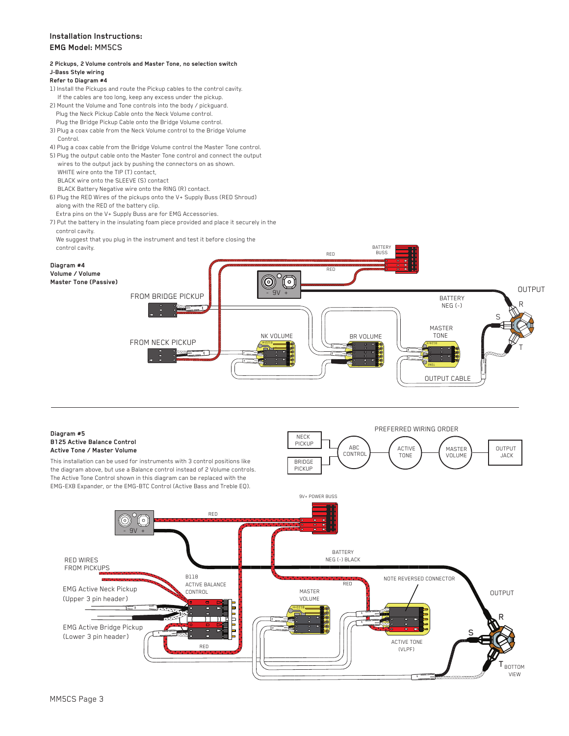**Installation Instructions:**
**EMG Model:** MM5CS

**2 Pickups, 2 Volume controls and Master Tone, no selection switch**
**J-Bass Style wiring**
**Refer to Diagram #4**

1) Install the Pickups and route the Pickup cables to the control cavity.
   If the cables are too long, keep any excess under the pickup.
2) Mount the Volume and Tone controls into the body / pickguard.
   Plug the Neck Pickup Cable onto the Neck Volume control.
   Plug the Bridge Pickup Cable onto the Bridge Volume control.
3) Plug a coax cable from the Neck Volume control to the Bridge Volume Control.
4) Plug a coax cable from the Bridge Volume control the Master Tone control.
5) Plug the output cable onto the Master Tone control and connect the output wires to the output jack by pushing the connectors on as shown.
   WHITE wire onto the TIP (T) contact,
   BLACK wire onto the SLEEVE (S) contact
   BLACK Battery Negative wire onto the RING (R) contact.
6) Plug the RED Wires of the pickups onto the V+ Supply Buss (RED Shroud) along with the RED of the battery clip.
   Extra pins on the V+ Supply Buss are for EMG Accessories.
7) Put the battery in the insulating foam piece provided and place it securely in the control cavity.
   We suggest that you plug in the instrument and test it before closing the control cavity.

**Diagram #4**
**Volume / Volume**
**Master Tone (Passive)**

RED
BATTERY BUSS
RED
- 9V +
OUTPUT
FROM BRIDGE PICKUP
BATTERY NEG (-)
R
S
MASTER TONE
FROM NECK PICKUP
NK VOLUME
BR VOLUME
T
OUTPUT CABLE

---

**Diagram #5**
**B125 Active Balance Control**
**Active Tone / Master Volume**

This installation can be used for instruments with 3 control positions like the diagram above, but use a Balance control instead of 2 Volume controls. The Active Tone Control shown in this diagram can be replaced with the EMG-EXB Expander, or the EMG-BTC Control (Active Bass and Treble EQ).

PREFERRED WIRING ORDER

NECK PICKUP / BRIDGE PICKUP → ABC CONTROL → ACTIVE TONE → MASTER VOLUME → OUTPUT JACK

9V+ POWER BUSS
RED
- 9V +
BATTERY NEG (-) BLACK
RED WIRES FROM PICKUPS
B118 ACTIVE BALANCE CONTROL
EMG Active Neck Pickup (Upper 3 pin header)
RED
NOTE REVERSED CONNECTOR
MASTER VOLUME
OUTPUT
EMG Active Bridge Pickup (Lower 3 pin header)
R
RED
ACTIVE TONE (VLPF)
S
T BOTTOM VIEW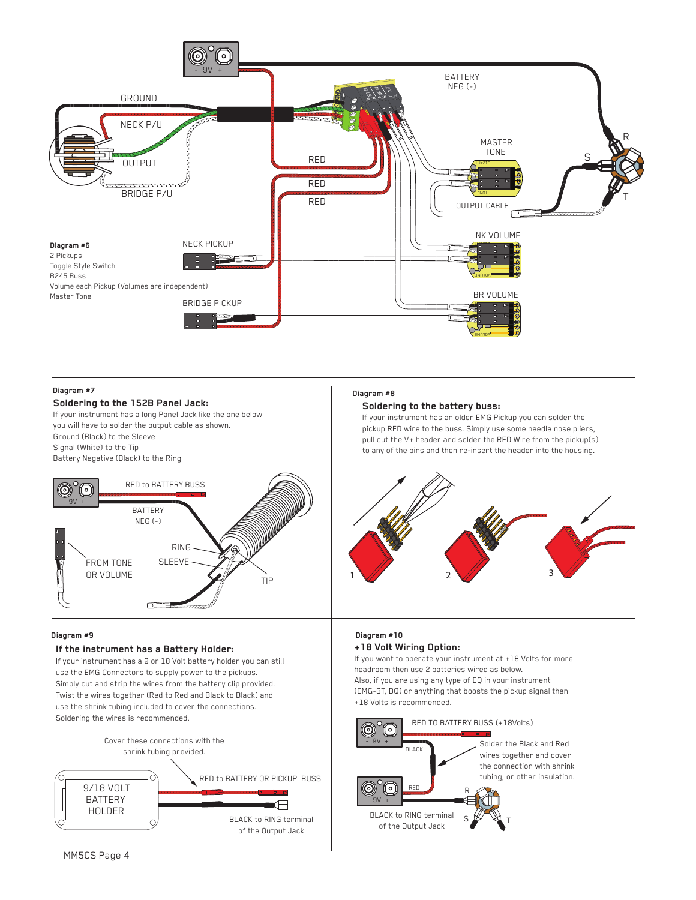- 9V +

BATTERY NEG (-)

GROUND

NECK P/U

OUTPUT

BRIDGE P/U

RED

RED

RED

MASTER TONE

R

S

T

OUTPUT CABLE

NK VOLUME

BR VOLUME

NECK PICKUP

BRIDGE PICKUP

**Diagram #6**
2 Pickups
Toggle Style Switch
B245 Buss
Volume each Pickup (Volumes are independent)
Master Tone

**Diagram #7**

### Soldering to the 152B Panel Jack:

If your instrument has a long Panel Jack like the one below you will have to solder the output cable as shown.
Ground (Black) to the Sleeve
Signal (White) to the Tip
Battery Negative (Black) to the Ring

- 9V +

RED to BATTERY BUSS

BATTERY NEG (-)

RING

SLEEVE

TIP

FROM TONE OR VOLUME

**Diagram #8**

### Soldering to the battery buss:

If your instrument has an older EMG Pickup you can solder the pickup RED wire to the buss. Simply use some needle nose pliers, pull out the V+ header and solder the RED Wire from the pickup(s) to any of the pins and then re-insert the header into the housing.

1

2

3

**Diagram #9**

### If the instrument has a Battery Holder:

If your instrument has a 9 or 18 Volt battery holder you can still use the EMG Connectors to supply power to the pickups.
Simply cut and strip the wires from the battery clip provided.
Twist the wires together (Red to Red and Black to Black) and use the shrink tubing included to cover the connections.
Soldering the wires is recommended.

Cover these connections with the shrink tubing provided.

9/18 VOLT BATTERY HOLDER

RED to BATTERY OR PICKUP BUSS

BLACK to RING terminal of the Output Jack

**Diagram #10**

### +18 Volt Wiring Option:

If you want to operate your instrument at +18 Volts for more headroom then use 2 batteries wired as below.
Also, if you are using any type of EQ in your instrument (EMG-BT, BQ) or anything that boosts the pickup signal then +18 Volts is recommended.

RED TO BATTERY BUSS (+18Volts)

- 9V +

BLACK

Solder the Black and Red wires together and cover the connection with shrink tubing, or other insulation.

RED

- 9V +

BLACK to RING terminal of the Output Jack

R

S

T